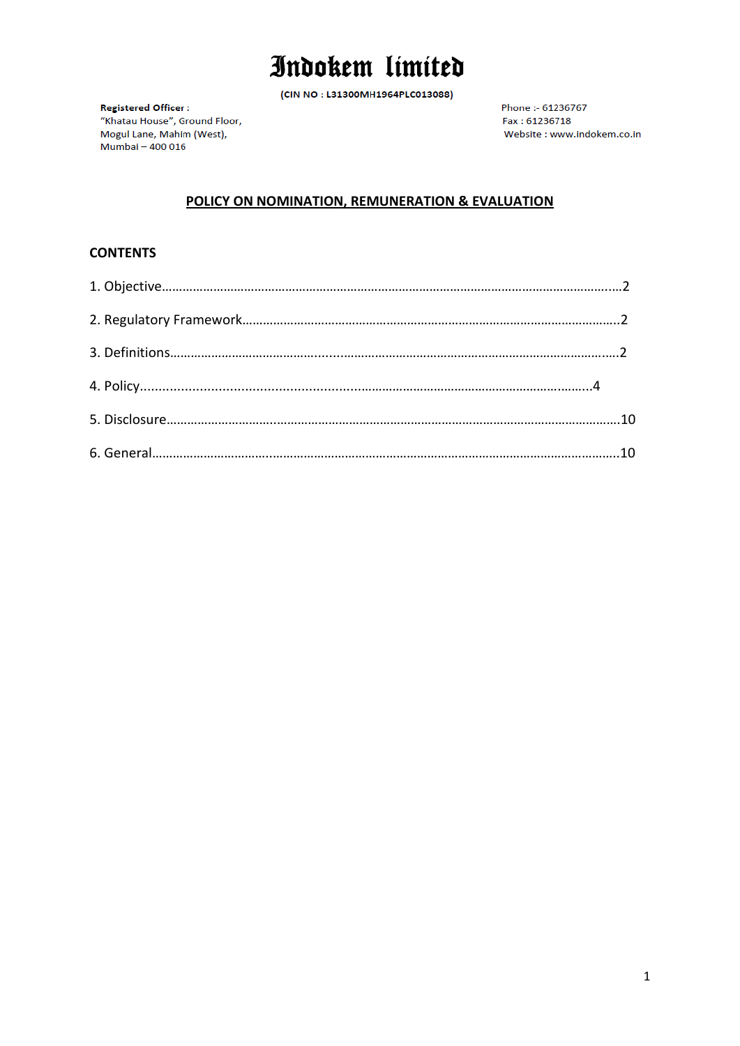# Indokem limited

(CIN NO : L31300MH1964PLC013088)

**Registered Officer :**
"Khatau House", Ground Floor,
Mogul Lane, Mahim (West),
Mumbai – 400 016

Phone :- 61236767
Fax : 61236718
Website : www.indokem.co.in

## POLICY ON NOMINATION, REMUNERATION & EVALUATION

### CONTENTS

1. Objective……………………………………………………………………………………………………………………2
2. Regulatory Framework……………………………………………………………………………………………2
3. Definitions………………………………………………………………………………………………………………2
4. Policy……………………………………………………………………………………………………………4
5. Disclosure…………………………………………………………………………………………………………………10
6. General……………………………………………………………………………………………………………………10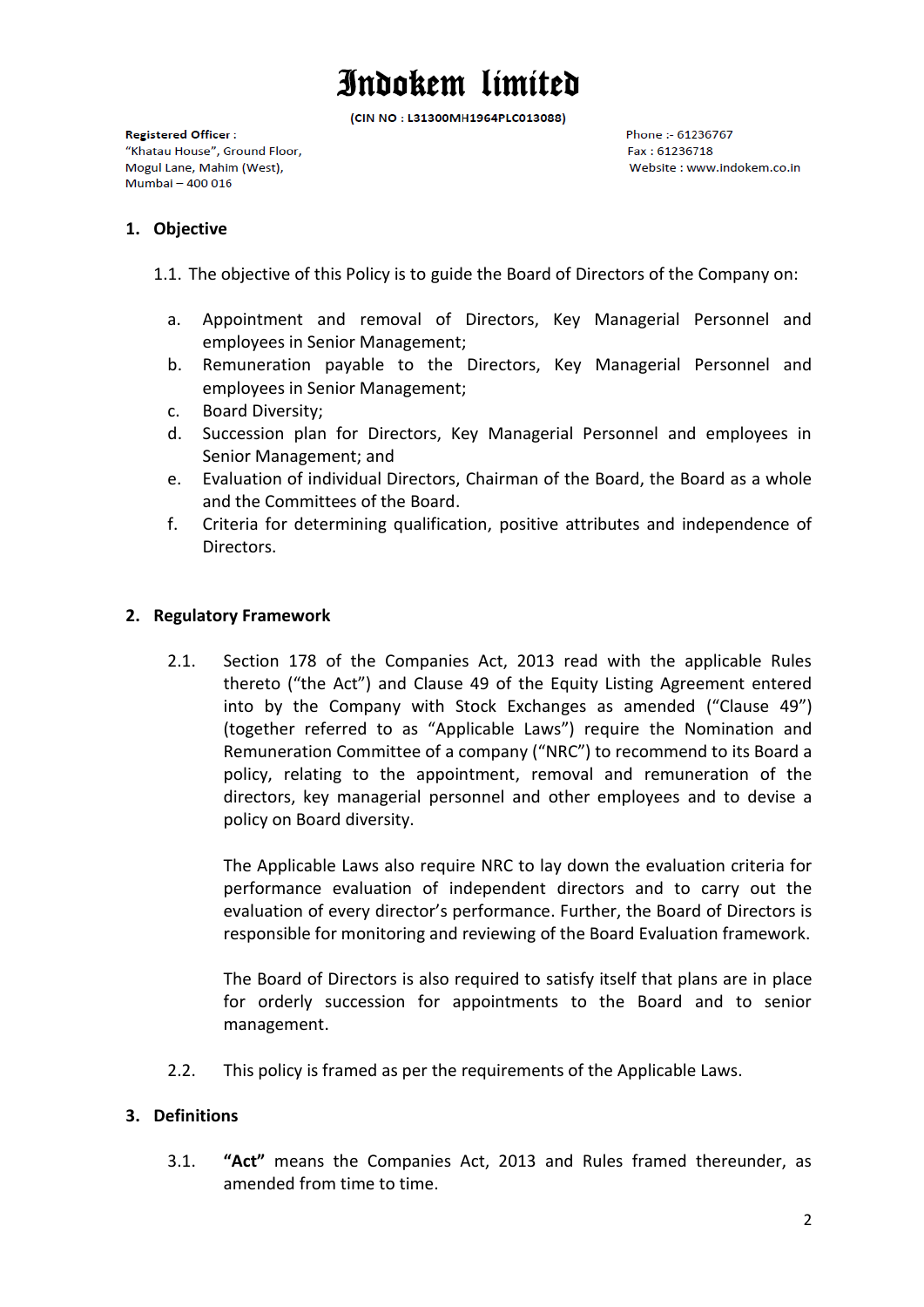# Indokem limited

**(CIN NO : L31300MH1964PLC013088)**

**Registered Officer :**
"Khatau House", Ground Floor,
Mogul Lane, Mahim (West),
Mumbai – 400 016

Phone :- 61236767
Fax : 61236718
Website : www.indokem.co.in

## 1. Objective

1.1. The objective of this Policy is to guide the Board of Directors of the Company on:

a. Appointment and removal of Directors, Key Managerial Personnel and employees in Senior Management;
b. Remuneration payable to the Directors, Key Managerial Personnel and employees in Senior Management;
c. Board Diversity;
d. Succession plan for Directors, Key Managerial Personnel and employees in Senior Management; and
e. Evaluation of individual Directors, Chairman of the Board, the Board as a whole and the Committees of the Board.
f. Criteria for determining qualification, positive attributes and independence of Directors.

## 2. Regulatory Framework

2.1. Section 178 of the Companies Act, 2013 read with the applicable Rules thereto ("the Act") and Clause 49 of the Equity Listing Agreement entered into by the Company with Stock Exchanges as amended ("Clause 49") (together referred to as "Applicable Laws") require the Nomination and Remuneration Committee of a company ("NRC") to recommend to its Board a policy, relating to the appointment, removal and remuneration of the directors, key managerial personnel and other employees and to devise a policy on Board diversity.

The Applicable Laws also require NRC to lay down the evaluation criteria for performance evaluation of independent directors and to carry out the evaluation of every director's performance. Further, the Board of Directors is responsible for monitoring and reviewing of the Board Evaluation framework.

The Board of Directors is also required to satisfy itself that plans are in place for orderly succession for appointments to the Board and to senior management.

2.2. This policy is framed as per the requirements of the Applicable Laws.

## 3. Definitions

3.1. **"Act"** means the Companies Act, 2013 and Rules framed thereunder, as amended from time to time.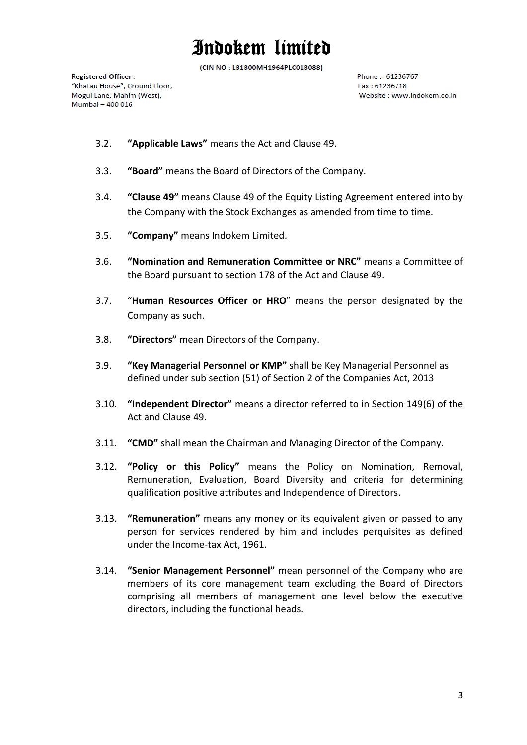3.2. **"Applicable Laws"** means the Act and Clause 49.

3.3. **"Board"** means the Board of Directors of the Company.

3.4. **"Clause 49"** means Clause 49 of the Equity Listing Agreement entered into by the Company with the Stock Exchanges as amended from time to time.

3.5. **"Company"** means Indokem Limited.

3.6. **"Nomination and Remuneration Committee or NRC"** means a Committee of the Board pursuant to section 178 of the Act and Clause 49.

3.7. "**Human Resources Officer or HRO**" means the person designated by the Company as such.

3.8. **"Directors"** mean Directors of the Company.

3.9. **"Key Managerial Personnel or KMP"** shall be Key Managerial Personnel as defined under sub section (51) of Section 2 of the Companies Act, 2013

3.10. **"Independent Director"** means a director referred to in Section 149(6) of the Act and Clause 49.

3.11. **"CMD"** shall mean the Chairman and Managing Director of the Company.

3.12. **"Policy or this Policy"** means the Policy on Nomination, Removal, Remuneration, Evaluation, Board Diversity and criteria for determining qualification positive attributes and Independence of Directors.

3.13. **"Remuneration"** means any money or its equivalent given or passed to any person for services rendered by him and includes perquisites as defined under the Income-tax Act, 1961.

3.14. **"Senior Management Personnel"** mean personnel of the Company who are members of its core management team excluding the Board of Directors comprising all members of management one level below the executive directors, including the functional heads.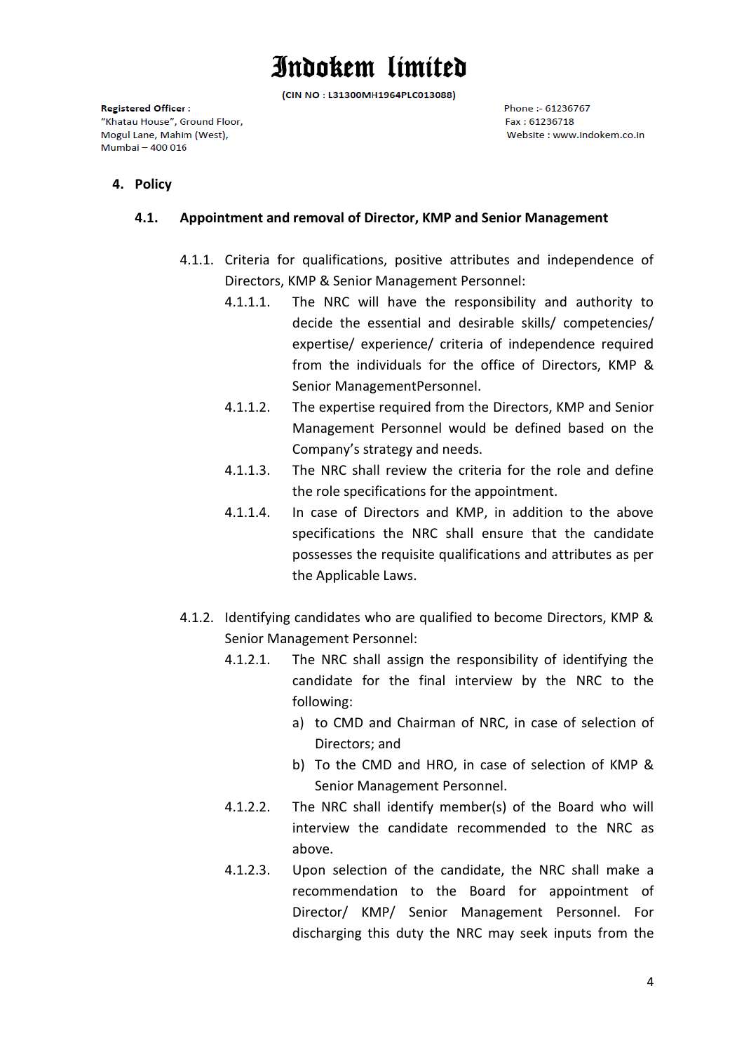# Indokem limited

(CIN NO : L31300MH1964PLC013088)

**Registered Officer :**
"Khatau House", Ground Floor,
Mogul Lane, Mahim (West),
Mumbai – 400 016

Phone :- 61236767
Fax : 61236718
Website : www.indokem.co.in

## 4. Policy

### 4.1. Appointment and removal of Director, KMP and Senior Management

4.1.1. Criteria for qualifications, positive attributes and independence of Directors, KMP & Senior Management Personnel:

4.1.1.1. The NRC will have the responsibility and authority to decide the essential and desirable skills/ competencies/ expertise/ experience/ criteria of independence required from the individuals for the office of Directors, KMP & Senior ManagementPersonnel.

4.1.1.2. The expertise required from the Directors, KMP and Senior Management Personnel would be defined based on the Company's strategy and needs.

4.1.1.3. The NRC shall review the criteria for the role and define the role specifications for the appointment.

4.1.1.4. In case of Directors and KMP, in addition to the above specifications the NRC shall ensure that the candidate possesses the requisite qualifications and attributes as per the Applicable Laws.

4.1.2. Identifying candidates who are qualified to become Directors, KMP & Senior Management Personnel:

4.1.2.1. The NRC shall assign the responsibility of identifying the candidate for the final interview by the NRC to the following:

a) to CMD and Chairman of NRC, in case of selection of Directors; and
b) To the CMD and HRO, in case of selection of KMP & Senior Management Personnel.

4.1.2.2. The NRC shall identify member(s) of the Board who will interview the candidate recommended to the NRC as above.

4.1.2.3. Upon selection of the candidate, the NRC shall make a recommendation to the Board for appointment of Director/ KMP/ Senior Management Personnel. For discharging this duty the NRC may seek inputs from the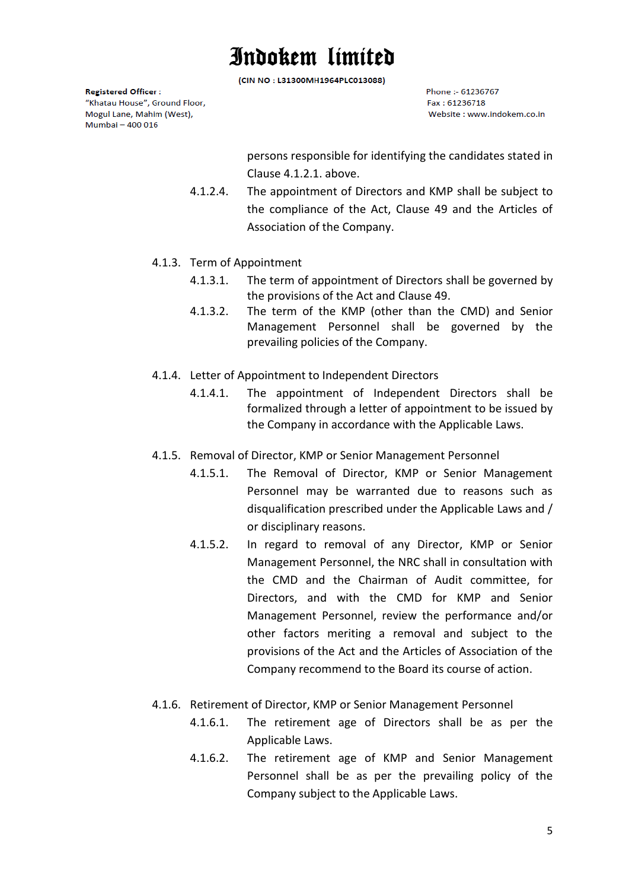persons responsible for identifying the candidates stated in Clause 4.1.2.1. above.

4.1.2.4. The appointment of Directors and KMP shall be subject to the compliance of the Act, Clause 49 and the Articles of Association of the Company.

4.1.3. Term of Appointment

4.1.3.1. The term of appointment of Directors shall be governed by the provisions of the Act and Clause 49.

4.1.3.2. The term of the KMP (other than the CMD) and Senior Management Personnel shall be governed by the prevailing policies of the Company.

4.1.4. Letter of Appointment to Independent Directors

4.1.4.1. The appointment of Independent Directors shall be formalized through a letter of appointment to be issued by the Company in accordance with the Applicable Laws.

4.1.5. Removal of Director, KMP or Senior Management Personnel

4.1.5.1. The Removal of Director, KMP or Senior Management Personnel may be warranted due to reasons such as disqualification prescribed under the Applicable Laws and / or disciplinary reasons.

4.1.5.2. In regard to removal of any Director, KMP or Senior Management Personnel, the NRC shall in consultation with the CMD and the Chairman of Audit committee, for Directors, and with the CMD for KMP and Senior Management Personnel, review the performance and/or other factors meriting a removal and subject to the provisions of the Act and the Articles of Association of the Company recommend to the Board its course of action.

4.1.6. Retirement of Director, KMP or Senior Management Personnel

4.1.6.1. The retirement age of Directors shall be as per the Applicable Laws.

4.1.6.2. The retirement age of KMP and Senior Management Personnel shall be as per the prevailing policy of the Company subject to the Applicable Laws.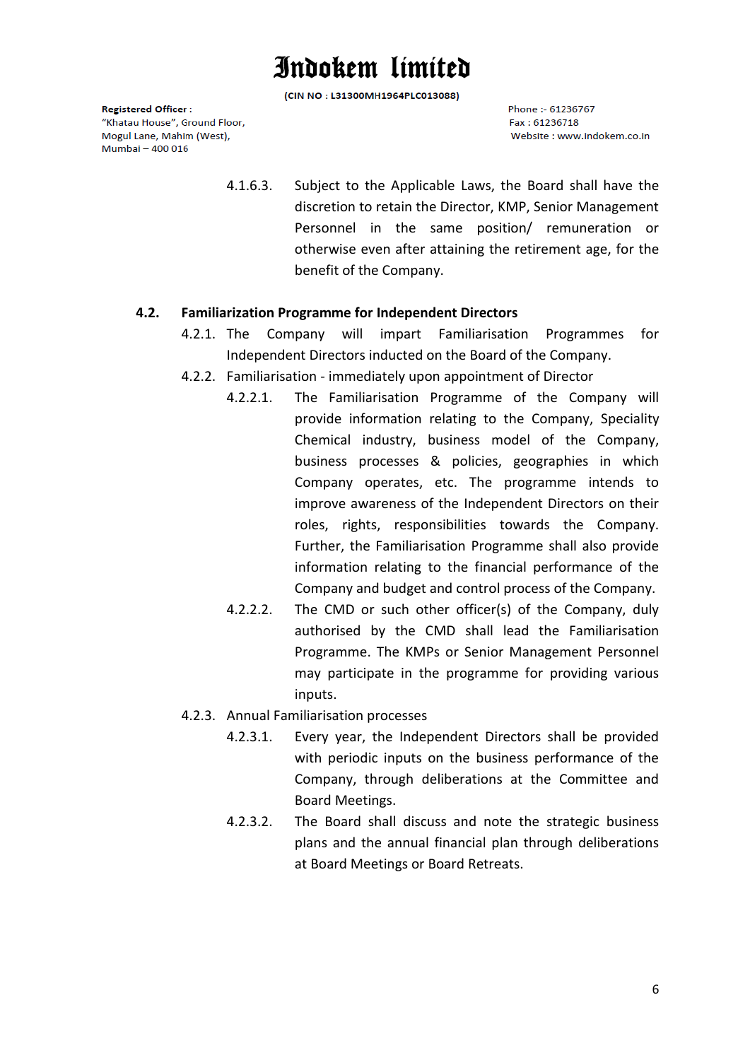4.1.6.3. Subject to the Applicable Laws, the Board shall have the discretion to retain the Director, KMP, Senior Management Personnel in the same position/ remuneration or otherwise even after attaining the retirement age, for the benefit of the Company.

**4.2. Familiarization Programme for Independent Directors**

4.2.1. The Company will impart Familiarisation Programmes for Independent Directors inducted on the Board of the Company.

4.2.2. Familiarisation - immediately upon appointment of Director

4.2.2.1. The Familiarisation Programme of the Company will provide information relating to the Company, Speciality Chemical industry, business model of the Company, business processes & policies, geographies in which Company operates, etc. The programme intends to improve awareness of the Independent Directors on their roles, rights, responsibilities towards the Company. Further, the Familiarisation Programme shall also provide information relating to the financial performance of the Company and budget and control process of the Company.

4.2.2.2. The CMD or such other officer(s) of the Company, duly authorised by the CMD shall lead the Familiarisation Programme. The KMPs or Senior Management Personnel may participate in the programme for providing various inputs.

4.2.3. Annual Familiarisation processes

4.2.3.1. Every year, the Independent Directors shall be provided with periodic inputs on the business performance of the Company, through deliberations at the Committee and Board Meetings.

4.2.3.2. The Board shall discuss and note the strategic business plans and the annual financial plan through deliberations at Board Meetings or Board Retreats.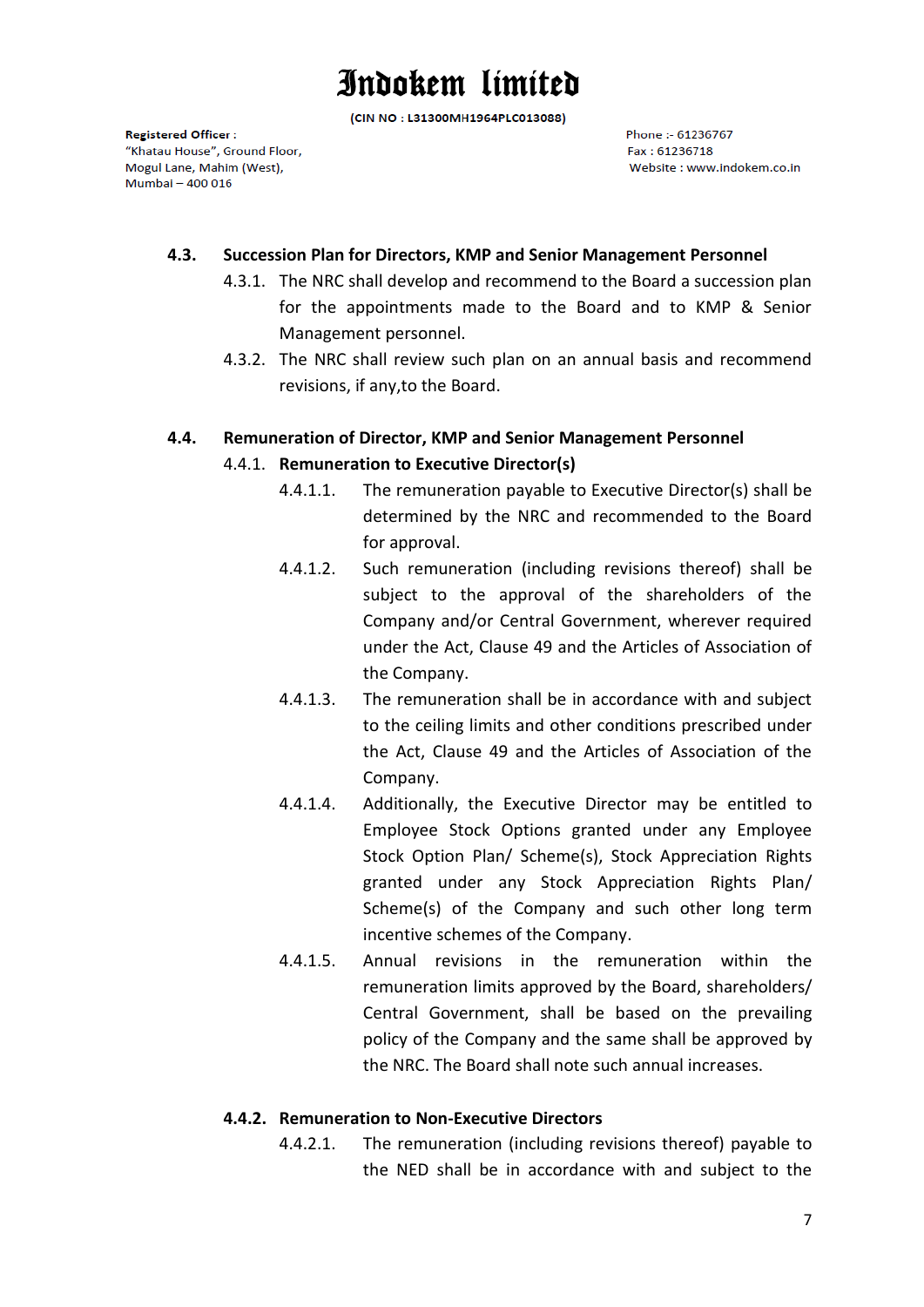### 4.3. Succession Plan for Directors, KMP and Senior Management Personnel

4.3.1. The NRC shall develop and recommend to the Board a succession plan for the appointments made to the Board and to KMP & Senior Management personnel.

4.3.2. The NRC shall review such plan on an annual basis and recommend revisions, if any,to the Board.

### 4.4. Remuneration of Director, KMP and Senior Management Personnel

#### 4.4.1. Remuneration to Executive Director(s)

4.4.1.1. The remuneration payable to Executive Director(s) shall be determined by the NRC and recommended to the Board for approval.

4.4.1.2. Such remuneration (including revisions thereof) shall be subject to the approval of the shareholders of the Company and/or Central Government, wherever required under the Act, Clause 49 and the Articles of Association of the Company.

4.4.1.3. The remuneration shall be in accordance with and subject to the ceiling limits and other conditions prescribed under the Act, Clause 49 and the Articles of Association of the Company.

4.4.1.4. Additionally, the Executive Director may be entitled to Employee Stock Options granted under any Employee Stock Option Plan/ Scheme(s), Stock Appreciation Rights granted under any Stock Appreciation Rights Plan/ Scheme(s) of the Company and such other long term incentive schemes of the Company.

4.4.1.5. Annual revisions in the remuneration within the remuneration limits approved by the Board, shareholders/ Central Government, shall be based on the prevailing policy of the Company and the same shall be approved by the NRC. The Board shall note such annual increases.

#### 4.4.2. Remuneration to Non-Executive Directors

4.4.2.1. The remuneration (including revisions thereof) payable to the NED shall be in accordance with and subject to the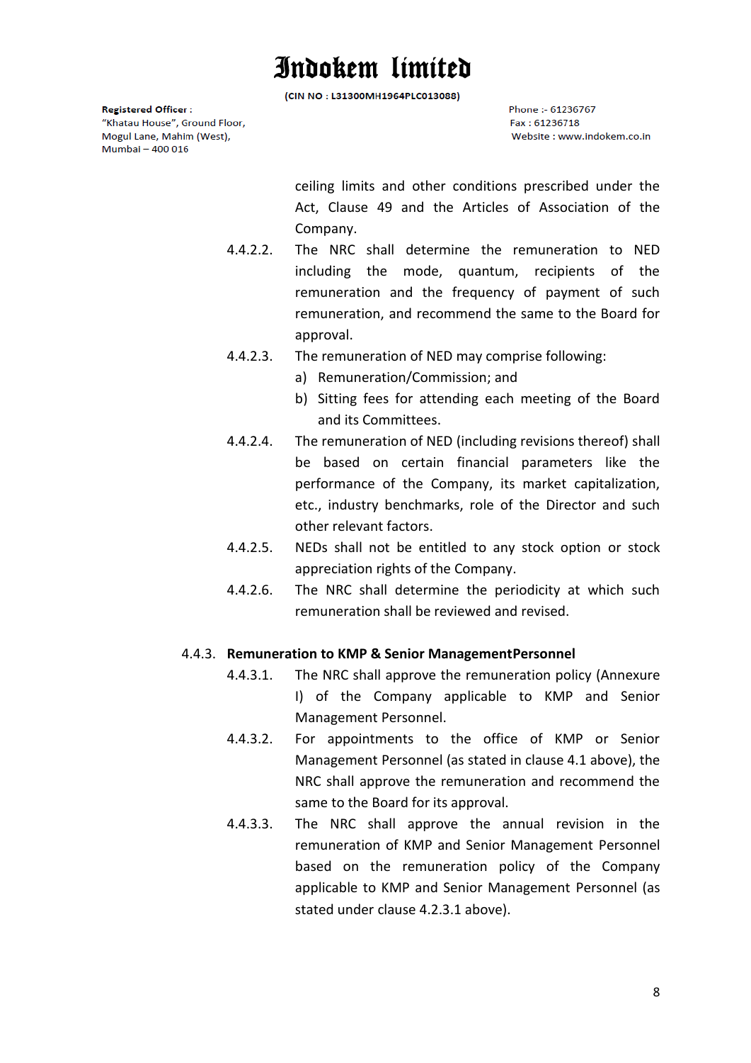ceiling limits and other conditions prescribed under the Act, Clause 49 and the Articles of Association of the Company.

4.4.2.2. The NRC shall determine the remuneration to NED including the mode, quantum, recipients of the remuneration and the frequency of payment of such remuneration, and recommend the same to the Board for approval.

4.4.2.3. The remuneration of NED may comprise following:

a) Remuneration/Commission; and
b) Sitting fees for attending each meeting of the Board and its Committees.

4.4.2.4. The remuneration of NED (including revisions thereof) shall be based on certain financial parameters like the performance of the Company, its market capitalization, etc., industry benchmarks, role of the Director and such other relevant factors.

4.4.2.5. NEDs shall not be entitled to any stock option or stock appreciation rights of the Company.

4.4.2.6. The NRC shall determine the periodicity at which such remuneration shall be reviewed and revised.

**4.4.3. Remuneration to KMP & Senior ManagementPersonnel**

4.4.3.1. The NRC shall approve the remuneration policy (Annexure I) of the Company applicable to KMP and Senior Management Personnel.

4.4.3.2. For appointments to the office of KMP or Senior Management Personnel (as stated in clause 4.1 above), the NRC shall approve the remuneration and recommend the same to the Board for its approval.

4.4.3.3. The NRC shall approve the annual revision in the remuneration of KMP and Senior Management Personnel based on the remuneration policy of the Company applicable to KMP and Senior Management Personnel (as stated under clause 4.2.3.1 above).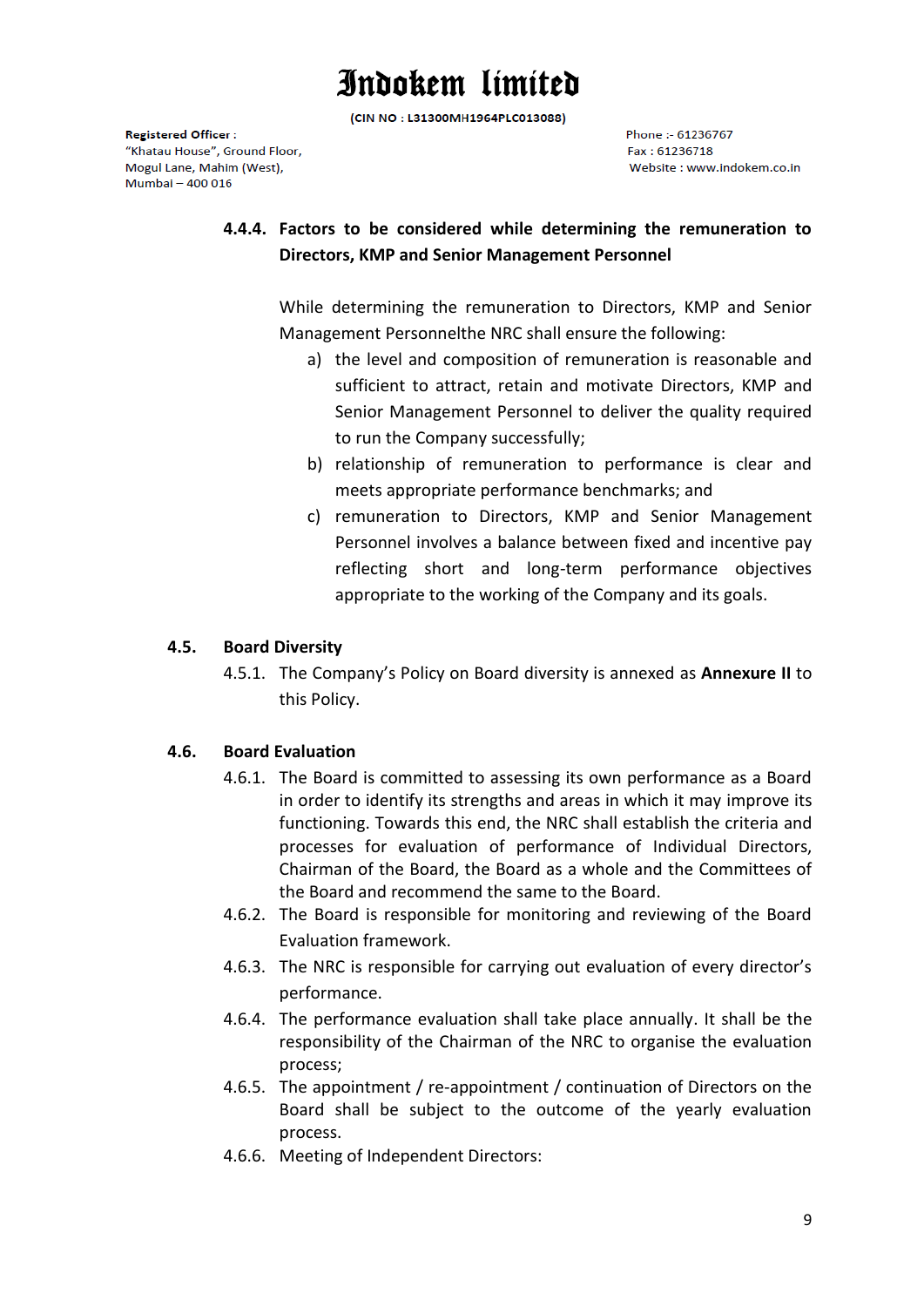#### 4.4.4. Factors to be considered while determining the remuneration to Directors, KMP and Senior Management Personnel

While determining the remuneration to Directors, KMP and Senior Management Personnelthe NRC shall ensure the following:

a) the level and composition of remuneration is reasonable and sufficient to attract, retain and motivate Directors, KMP and Senior Management Personnel to deliver the quality required to run the Company successfully;
b) relationship of remuneration to performance is clear and meets appropriate performance benchmarks; and
c) remuneration to Directors, KMP and Senior Management Personnel involves a balance between fixed and incentive pay reflecting short and long-term performance objectives appropriate to the working of the Company and its goals.

### 4.5. Board Diversity

4.5.1. The Company's Policy on Board diversity is annexed as **Annexure II** to this Policy.

### 4.6. Board Evaluation

4.6.1. The Board is committed to assessing its own performance as a Board in order to identify its strengths and areas in which it may improve its functioning. Towards this end, the NRC shall establish the criteria and processes for evaluation of performance of Individual Directors, Chairman of the Board, the Board as a whole and the Committees of the Board and recommend the same to the Board.

4.6.2. The Board is responsible for monitoring and reviewing of the Board Evaluation framework.

4.6.3. The NRC is responsible for carrying out evaluation of every director's performance.

4.6.4. The performance evaluation shall take place annually. It shall be the responsibility of the Chairman of the NRC to organise the evaluation process;

4.6.5. The appointment / re-appointment / continuation of Directors on the Board shall be subject to the outcome of the yearly evaluation process.

4.6.6. Meeting of Independent Directors: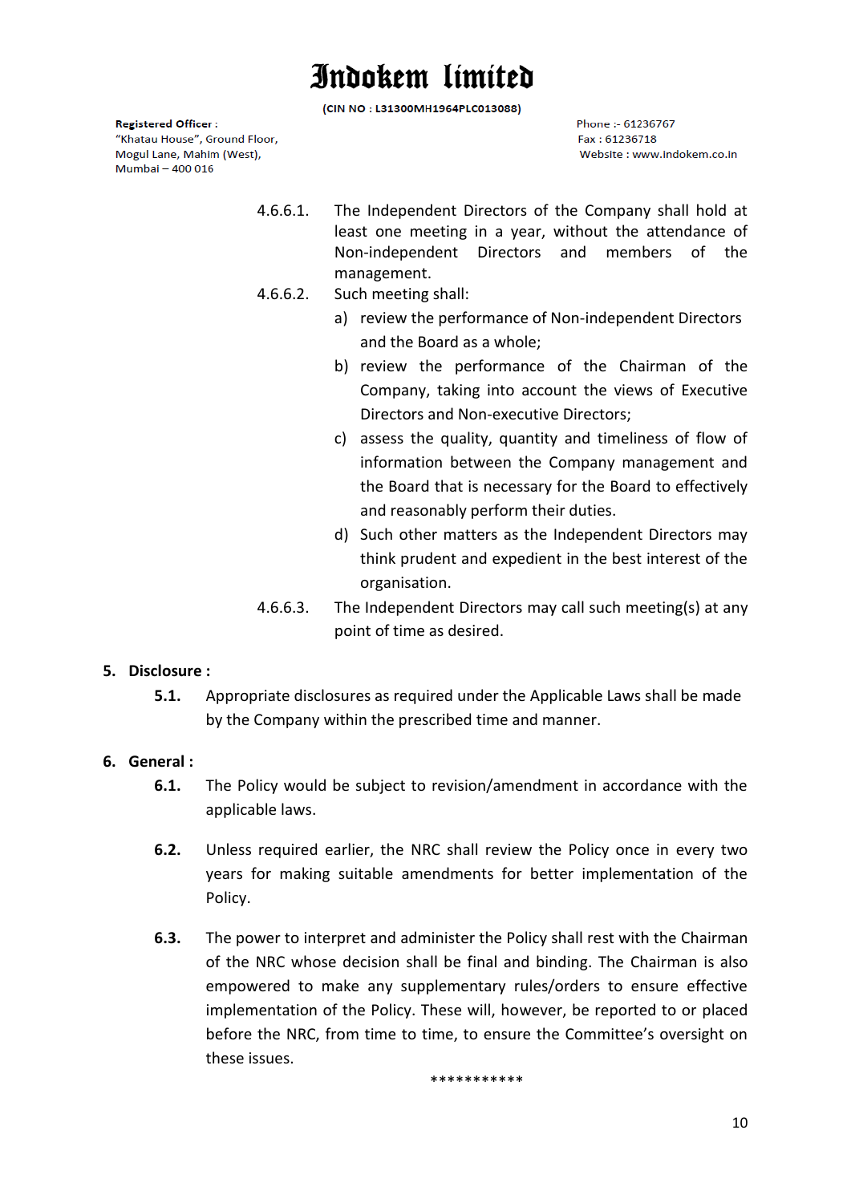4.6.6.1. The Independent Directors of the Company shall hold at least one meeting in a year, without the attendance of Non-independent Directors and members of the management.

4.6.6.2. Such meeting shall:

a) review the performance of Non-independent Directors and the Board as a whole;

b) review the performance of the Chairman of the Company, taking into account the views of Executive Directors and Non-executive Directors;

c) assess the quality, quantity and timeliness of flow of information between the Company management and the Board that is necessary for the Board to effectively and reasonably perform their duties.

d) Such other matters as the Independent Directors may think prudent and expedient in the best interest of the organisation.

4.6.6.3. The Independent Directors may call such meeting(s) at any point of time as desired.

## 5. Disclosure :

**5.1.** Appropriate disclosures as required under the Applicable Laws shall be made by the Company within the prescribed time and manner.

## 6. General :

**6.1.** The Policy would be subject to revision/amendment in accordance with the applicable laws.

**6.2.** Unless required earlier, the NRC shall review the Policy once in every two years for making suitable amendments for better implementation of the Policy.

**6.3.** The power to interpret and administer the Policy shall rest with the Chairman of the NRC whose decision shall be final and binding. The Chairman is also empowered to make any supplementary rules/orders to ensure effective implementation of the Policy. These will, however, be reported to or placed before the NRC, from time to time, to ensure the Committee's oversight on these issues.

***********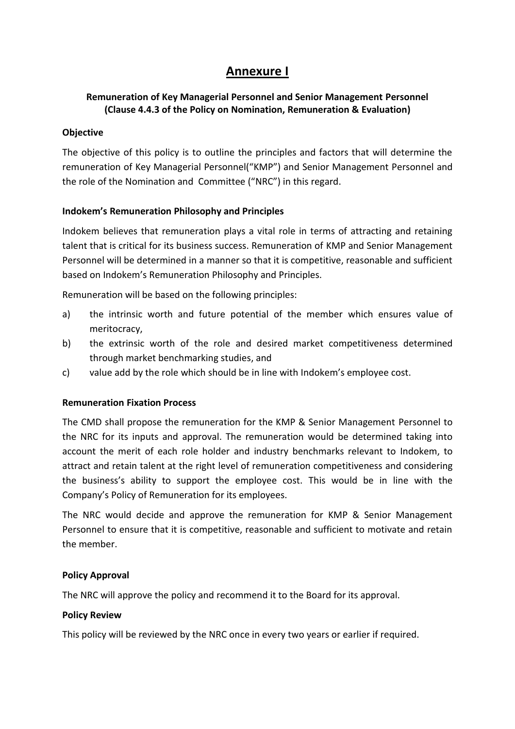# Annexure I

**Remuneration of Key Managerial Personnel and Senior Management Personnel (Clause 4.4.3 of the Policy on Nomination, Remuneration & Evaluation)**

**Objective**

The objective of this policy is to outline the principles and factors that will determine the remuneration of Key Managerial Personnel("KMP") and Senior Management Personnel and the role of the Nomination and Committee ("NRC") in this regard.

**Indokem's Remuneration Philosophy and Principles**

Indokem believes that remuneration plays a vital role in terms of attracting and retaining talent that is critical for its business success. Remuneration of KMP and Senior Management Personnel will be determined in a manner so that it is competitive, reasonable and sufficient based on Indokem's Remuneration Philosophy and Principles.

Remuneration will be based on the following principles:

a) the intrinsic worth and future potential of the member which ensures value of meritocracy,
b) the extrinsic worth of the role and desired market competitiveness determined through market benchmarking studies, and
c) value add by the role which should be in line with Indokem's employee cost.

**Remuneration Fixation Process**

The CMD shall propose the remuneration for the KMP & Senior Management Personnel to the NRC for its inputs and approval. The remuneration would be determined taking into account the merit of each role holder and industry benchmarks relevant to Indokem, to attract and retain talent at the right level of remuneration competitiveness and considering the business's ability to support the employee cost. This would be in line with the Company's Policy of Remuneration for its employees.

The NRC would decide and approve the remuneration for KMP & Senior Management Personnel to ensure that it is competitive, reasonable and sufficient to motivate and retain the member.

**Policy Approval**

The NRC will approve the policy and recommend it to the Board for its approval.

**Policy Review**

This policy will be reviewed by the NRC once in every two years or earlier if required.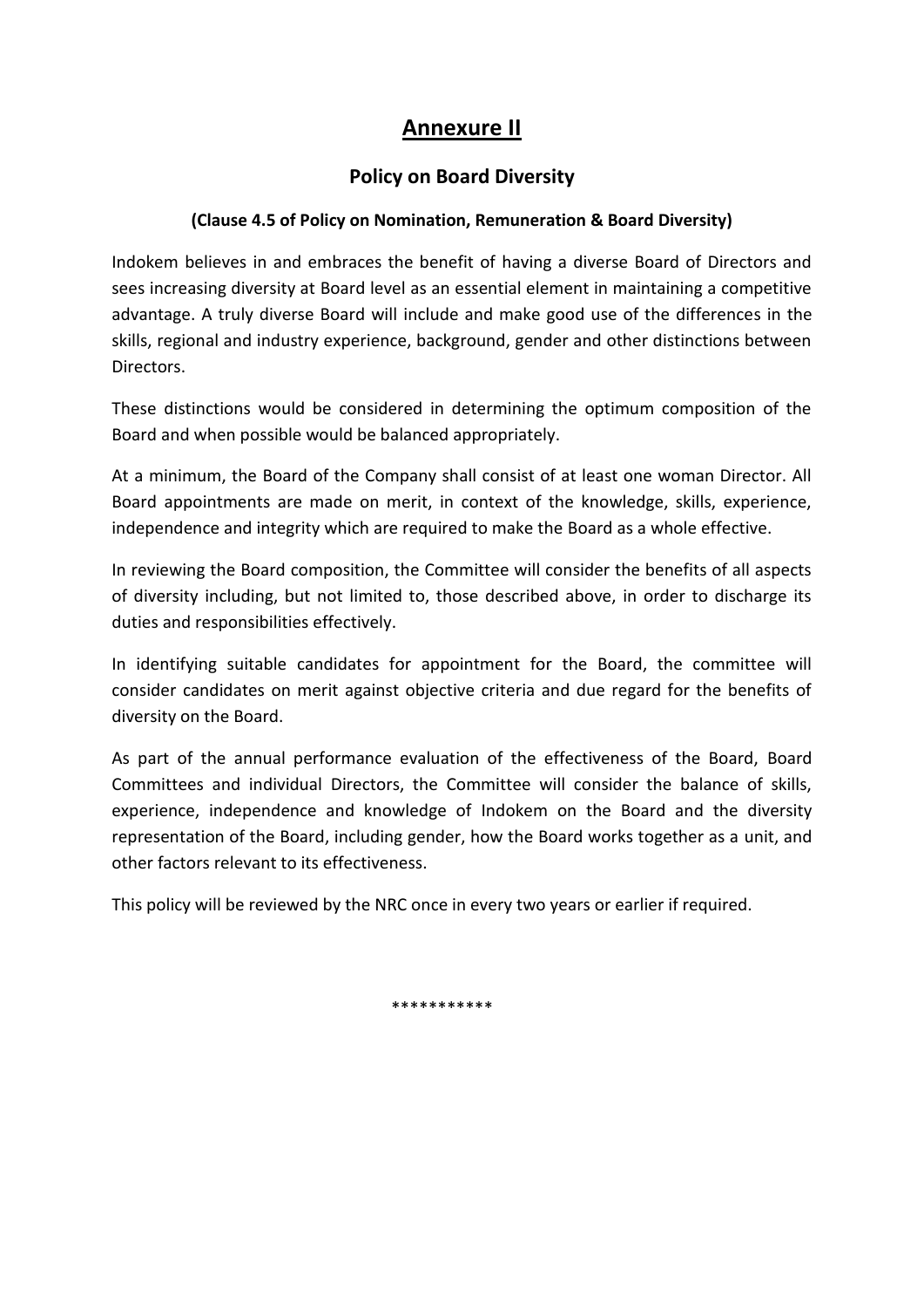# Annexure II

## Policy on Board Diversity

**(Clause 4.5 of Policy on Nomination, Remuneration & Board Diversity)**

Indokem believes in and embraces the benefit of having a diverse Board of Directors and sees increasing diversity at Board level as an essential element in maintaining a competitive advantage. A truly diverse Board will include and make good use of the differences in the skills, regional and industry experience, background, gender and other distinctions between Directors.

These distinctions would be considered in determining the optimum composition of the Board and when possible would be balanced appropriately.

At a minimum, the Board of the Company shall consist of at least one woman Director. All Board appointments are made on merit, in context of the knowledge, skills, experience, independence and integrity which are required to make the Board as a whole effective.

In reviewing the Board composition, the Committee will consider the benefits of all aspects of diversity including, but not limited to, those described above, in order to discharge its duties and responsibilities effectively.

In identifying suitable candidates for appointment for the Board, the committee will consider candidates on merit against objective criteria and due regard for the benefits of diversity on the Board.

As part of the annual performance evaluation of the effectiveness of the Board, Board Committees and individual Directors, the Committee will consider the balance of skills, experience, independence and knowledge of Indokem on the Board and the diversity representation of the Board, including gender, how the Board works together as a unit, and other factors relevant to its effectiveness.

This policy will be reviewed by the NRC once in every two years or earlier if required.

***********